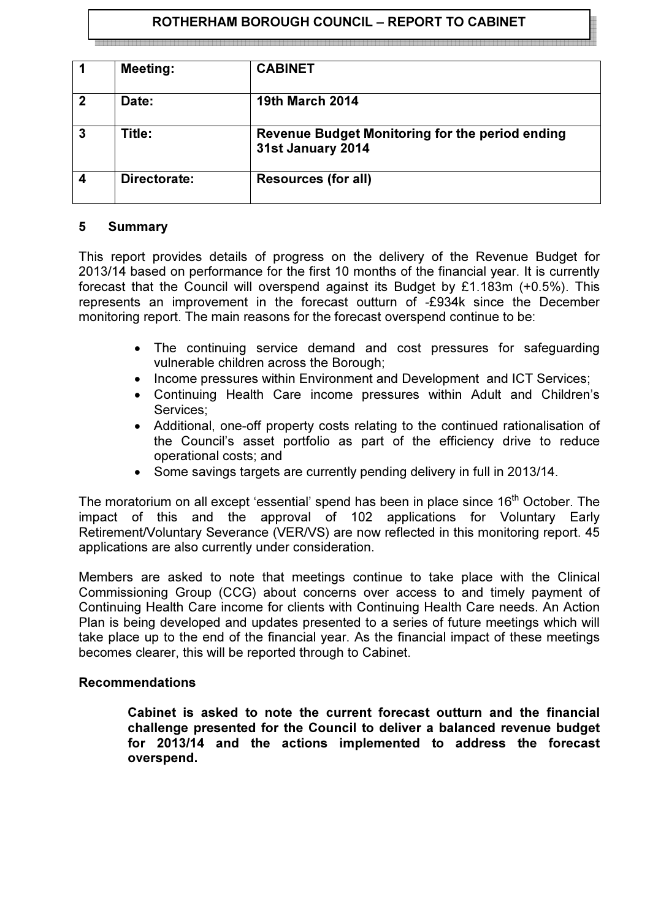**ROTHERHAM BOROUGH COUNCIL – REPORT TO CABINET**

| 1 | Meeting: | CABINET |
|---|---|---|
| 2 | Date: | 19th March 2014 |
| 3 | Title: | Revenue Budget Monitoring for the period ending 31st January 2014 |
| 4 | Directorate: | Resources (for all) |

## 5 Summary

This report provides details of progress on the delivery of the Revenue Budget for 2013/14 based on performance for the first 10 months of the financial year. It is currently forecast that the Council will overspend against its Budget by £1.183m (+0.5%). This represents an improvement in the forecast outturn of -£934k since the December monitoring report. The main reasons for the forecast overspend continue to be:

- The continuing service demand and cost pressures for safeguarding vulnerable children across the Borough;
- Income pressures within Environment and Development and ICT Services;
- Continuing Health Care income pressures within Adult and Children's Services;
- Additional, one-off property costs relating to the continued rationalisation of the Council's asset portfolio as part of the efficiency drive to reduce operational costs; and
- Some savings targets are currently pending delivery in full in 2013/14.

The moratorium on all except 'essential' spend has been in place since 16th October. The impact of this and the approval of 102 applications for Voluntary Early Retirement/Voluntary Severance (VER/VS) are now reflected in this monitoring report. 45 applications are also currently under consideration.

Members are asked to note that meetings continue to take place with the Clinical Commissioning Group (CCG) about concerns over access to and timely payment of Continuing Health Care income for clients with Continuing Health Care needs. An Action Plan is being developed and updates presented to a series of future meetings which will take place up to the end of the financial year. As the financial impact of these meetings becomes clearer, this will be reported through to Cabinet.

### Recommendations

**Cabinet is asked to note the current forecast outturn and the financial challenge presented for the Council to deliver a balanced revenue budget for 2013/14 and the actions implemented to address the forecast overspend.**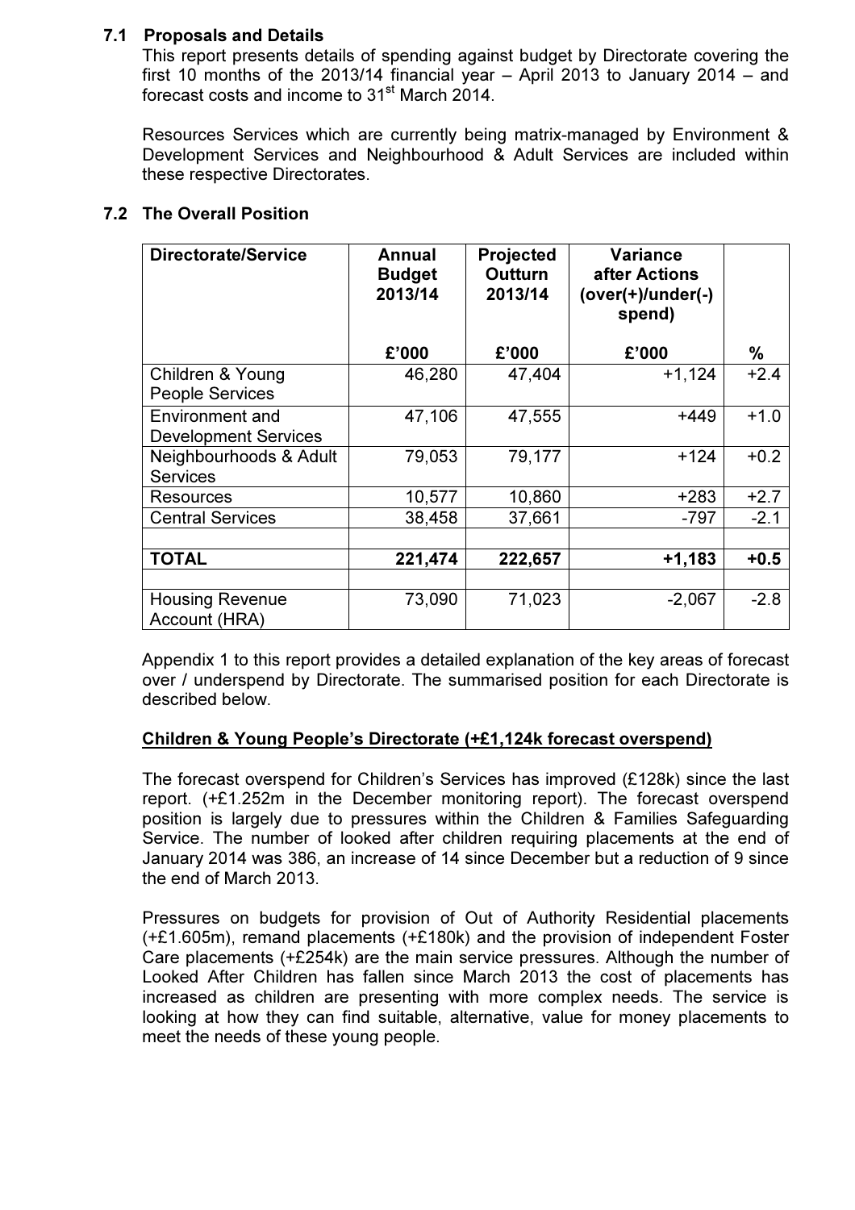### 7.1 Proposals and Details

This report presents details of spending against budget by Directorate covering the first 10 months of the 2013/14 financial year – April 2013 to January 2014 – and forecast costs and income to 31st March 2014.

Resources Services which are currently being matrix-managed by Environment & Development Services and Neighbourhood & Adult Services are included within these respective Directorates.

### 7.2 The Overall Position

| Directorate/Service | Annual Budget 2013/14 | Projected Outturn 2013/14 | Variance after Actions (over(+)/under(-) spend) | |
|---|---|---|---|---|
| | £'000 | £'000 | £'000 | % |
| Children & Young People Services | 46,280 | 47,404 | +1,124 | +2.4 |
| Environment and Development Services | 47,106 | 47,555 | +449 | +1.0 |
| Neighbourhoods & Adult Services | 79,053 | 79,177 | +124 | +0.2 |
| Resources | 10,577 | 10,860 | +283 | +2.7 |
| Central Services | 38,458 | 37,661 | -797 | -2.1 |
| | | | | |
| **TOTAL** | **221,474** | **222,657** | **+1,183** | **+0.5** |
| | | | | |
| Housing Revenue Account (HRA) | 73,090 | 71,023 | -2,067 | -2.8 |

Appendix 1 to this report provides a detailed explanation of the key areas of forecast over / underspend by Directorate. The summarised position for each Directorate is described below.

**Children & Young People's Directorate (+£1,124k forecast overspend)**

The forecast overspend for Children's Services has improved (£128k) since the last report. (+£1.252m in the December monitoring report). The forecast overspend position is largely due to pressures within the Children & Families Safeguarding Service. The number of looked after children requiring placements at the end of January 2014 was 386, an increase of 14 since December but a reduction of 9 since the end of March 2013.

Pressures on budgets for provision of Out of Authority Residential placements (+£1.605m), remand placements (+£180k) and the provision of independent Foster Care placements (+£254k) are the main service pressures. Although the number of Looked After Children has fallen since March 2013 the cost of placements has increased as children are presenting with more complex needs. The service is looking at how they can find suitable, alternative, value for money placements to meet the needs of these young people.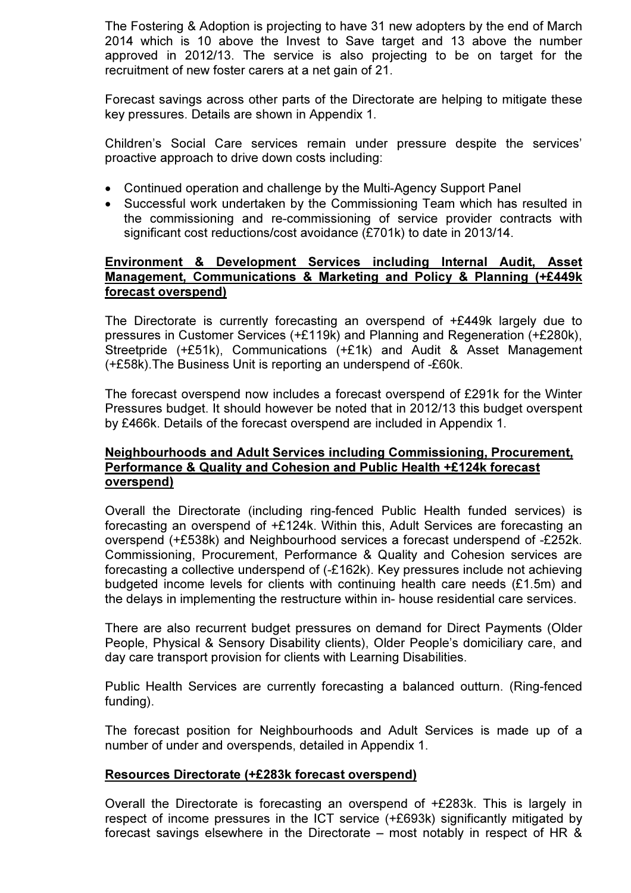The Fostering & Adoption is projecting to have 31 new adopters by the end of March 2014 which is 10 above the Invest to Save target and 13 above the number approved in 2012/13. The service is also projecting to be on target for the recruitment of new foster carers at a net gain of 21.

Forecast savings across other parts of the Directorate are helping to mitigate these key pressures. Details are shown in Appendix 1.

Children's Social Care services remain under pressure despite the services' proactive approach to drive down costs including:

- Continued operation and challenge by the Multi-Agency Support Panel
- Successful work undertaken by the Commissioning Team which has resulted in the commissioning and re-commissioning of service provider contracts with significant cost reductions/cost avoidance (£701k) to date in 2013/14.

**Environment & Development Services including Internal Audit, Asset Management, Communications & Marketing and Policy & Planning (+£449k forecast overspend)**

The Directorate is currently forecasting an overspend of +£449k largely due to pressures in Customer Services (+£119k) and Planning and Regeneration (+£280k), Streetpride (+£51k), Communications (+£1k) and Audit & Asset Management (+£58k).The Business Unit is reporting an underspend of -£60k.

The forecast overspend now includes a forecast overspend of £291k for the Winter Pressures budget. It should however be noted that in 2012/13 this budget overspent by £466k. Details of the forecast overspend are included in Appendix 1.

**Neighbourhoods and Adult Services including Commissioning, Procurement, Performance & Quality and Cohesion and Public Health +£124k forecast overspend)**

Overall the Directorate (including ring-fenced Public Health funded services) is forecasting an overspend of +£124k. Within this, Adult Services are forecasting an overspend (+£538k) and Neighbourhood services a forecast underspend of -£252k. Commissioning, Procurement, Performance & Quality and Cohesion services are forecasting a collective underspend of (-£162k). Key pressures include not achieving budgeted income levels for clients with continuing health care needs (£1.5m) and the delays in implementing the restructure within in- house residential care services.

There are also recurrent budget pressures on demand for Direct Payments (Older People, Physical & Sensory Disability clients), Older People's domiciliary care, and day care transport provision for clients with Learning Disabilities.

Public Health Services are currently forecasting a balanced outturn. (Ring-fenced funding).

The forecast position for Neighbourhoods and Adult Services is made up of a number of under and overspends, detailed in Appendix 1.

**Resources Directorate (+£283k forecast overspend)**

Overall the Directorate is forecasting an overspend of +£283k. This is largely in respect of income pressures in the ICT service (+£693k) significantly mitigated by forecast savings elsewhere in the Directorate – most notably in respect of HR &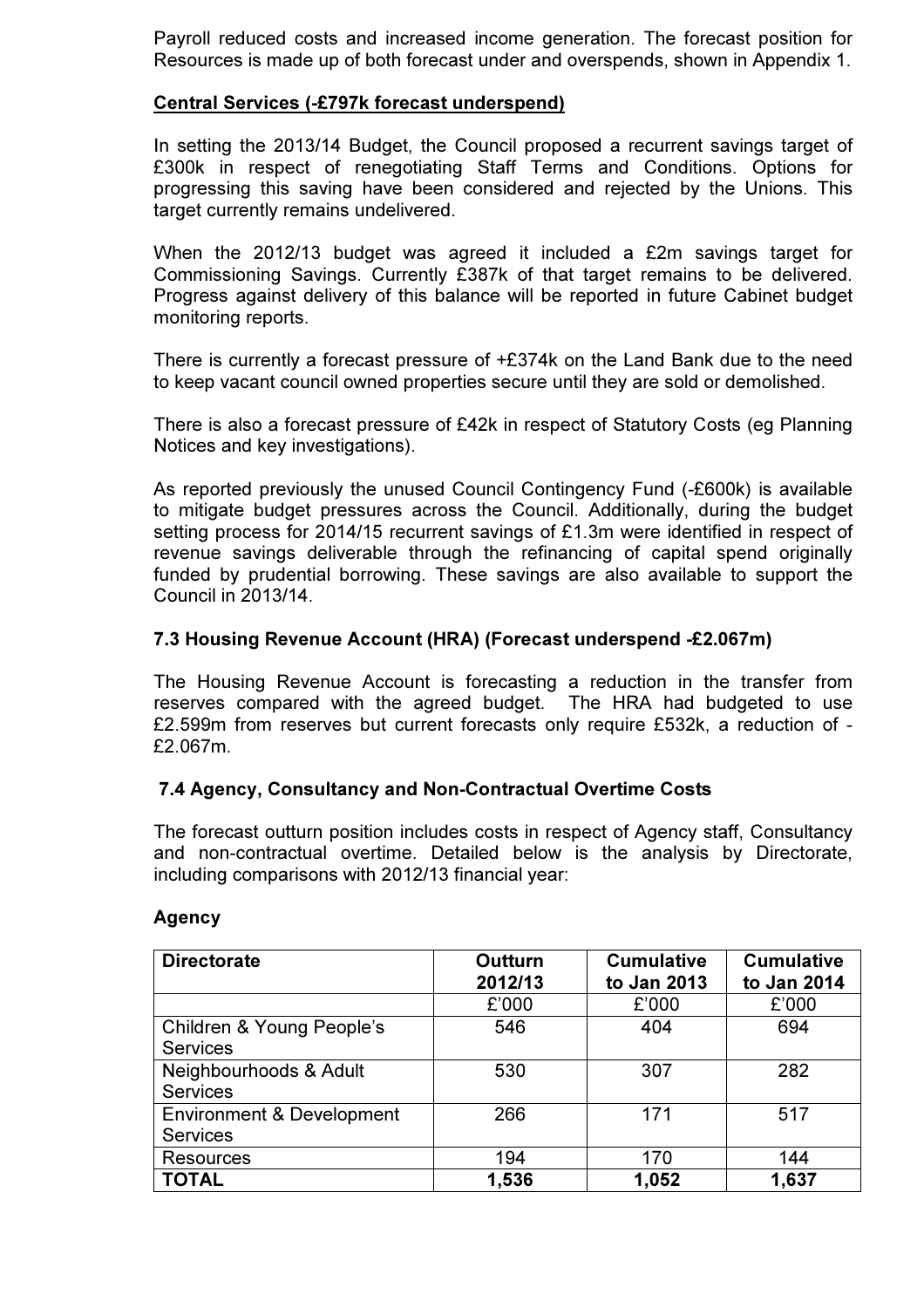Payroll reduced costs and increased income generation. The forecast position for Resources is made up of both forecast under and overspends, shown in Appendix 1.

**Central Services (-£797k forecast underspend)**

In setting the 2013/14 Budget, the Council proposed a recurrent savings target of £300k in respect of renegotiating Staff Terms and Conditions. Options for progressing this saving have been considered and rejected by the Unions. This target currently remains undelivered.

When the 2012/13 budget was agreed it included a £2m savings target for Commissioning Savings. Currently £387k of that target remains to be delivered. Progress against delivery of this balance will be reported in future Cabinet budget monitoring reports.

There is currently a forecast pressure of +£374k on the Land Bank due to the need to keep vacant council owned properties secure until they are sold or demolished.

There is also a forecast pressure of £42k in respect of Statutory Costs (eg Planning Notices and key investigations).

As reported previously the unused Council Contingency Fund (-£600k) is available to mitigate budget pressures across the Council. Additionally, during the budget setting process for 2014/15 recurrent savings of £1.3m were identified in respect of revenue savings deliverable through the refinancing of capital spend originally funded by prudential borrowing. These savings are also available to support the Council in 2013/14.

### 7.3 Housing Revenue Account (HRA) (Forecast underspend -£2.067m)

The Housing Revenue Account is forecasting a reduction in the transfer from reserves compared with the agreed budget. The HRA had budgeted to use £2.599m from reserves but current forecasts only require £532k, a reduction of -£2.067m.

### 7.4 Agency, Consultancy and Non-Contractual Overtime Costs

The forecast outturn position includes costs in respect of Agency staff, Consultancy and non-contractual overtime. Detailed below is the analysis by Directorate, including comparisons with 2012/13 financial year:

**Agency**

| Directorate | Outturn 2012/13 | Cumulative to Jan 2013 | Cumulative to Jan 2014 |
|---|---|---|---|
| | £'000 | £'000 | £'000 |
| Children & Young People's Services | 546 | 404 | 694 |
| Neighbourhoods & Adult Services | 530 | 307 | 282 |
| Environment & Development Services | 266 | 171 | 517 |
| Resources | 194 | 170 | 144 |
| **TOTAL** | **1,536** | **1,052** | **1,637** |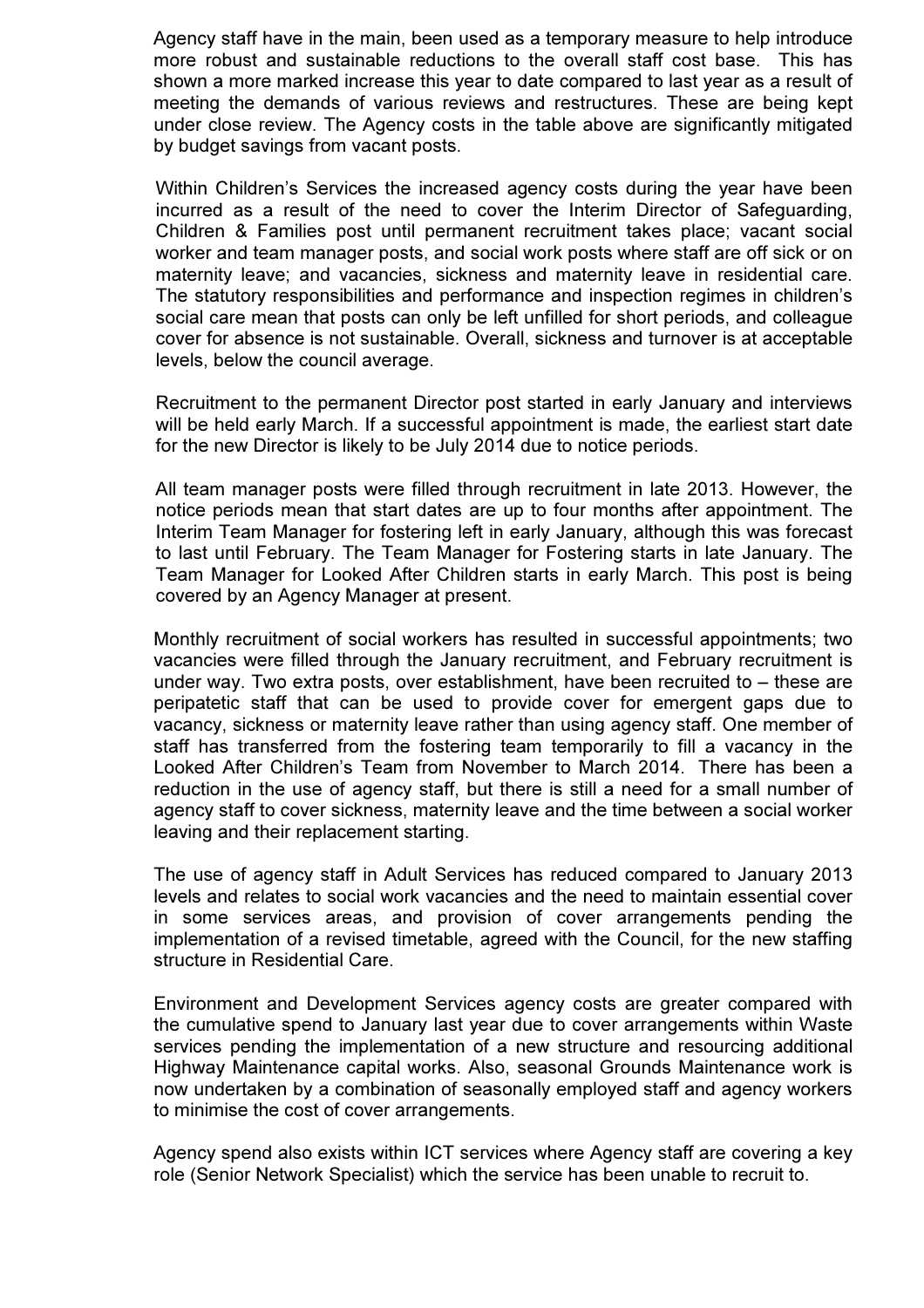Agency staff have in the main, been used as a temporary measure to help introduce more robust and sustainable reductions to the overall staff cost base. This has shown a more marked increase this year to date compared to last year as a result of meeting the demands of various reviews and restructures. These are being kept under close review. The Agency costs in the table above are significantly mitigated by budget savings from vacant posts.

Within Children's Services the increased agency costs during the year have been incurred as a result of the need to cover the Interim Director of Safeguarding, Children & Families post until permanent recruitment takes place; vacant social worker and team manager posts, and social work posts where staff are off sick or on maternity leave; and vacancies, sickness and maternity leave in residential care. The statutory responsibilities and performance and inspection regimes in children's social care mean that posts can only be left unfilled for short periods, and colleague cover for absence is not sustainable. Overall, sickness and turnover is at acceptable levels, below the council average.

Recruitment to the permanent Director post started in early January and interviews will be held early March. If a successful appointment is made, the earliest start date for the new Director is likely to be July 2014 due to notice periods.

All team manager posts were filled through recruitment in late 2013. However, the notice periods mean that start dates are up to four months after appointment. The Interim Team Manager for fostering left in early January, although this was forecast to last until February. The Team Manager for Fostering starts in late January. The Team Manager for Looked After Children starts in early March. This post is being covered by an Agency Manager at present.

Monthly recruitment of social workers has resulted in successful appointments; two vacancies were filled through the January recruitment, and February recruitment is under way. Two extra posts, over establishment, have been recruited to – these are peripatetic staff that can be used to provide cover for emergent gaps due to vacancy, sickness or maternity leave rather than using agency staff. One member of staff has transferred from the fostering team temporarily to fill a vacancy in the Looked After Children's Team from November to March 2014. There has been a reduction in the use of agency staff, but there is still a need for a small number of agency staff to cover sickness, maternity leave and the time between a social worker leaving and their replacement starting.

The use of agency staff in Adult Services has reduced compared to January 2013 levels and relates to social work vacancies and the need to maintain essential cover in some services areas, and provision of cover arrangements pending the implementation of a revised timetable, agreed with the Council, for the new staffing structure in Residential Care.

Environment and Development Services agency costs are greater compared with the cumulative spend to January last year due to cover arrangements within Waste services pending the implementation of a new structure and resourcing additional Highway Maintenance capital works. Also, seasonal Grounds Maintenance work is now undertaken by a combination of seasonally employed staff and agency workers to minimise the cost of cover arrangements.

Agency spend also exists within ICT services where Agency staff are covering a key role (Senior Network Specialist) which the service has been unable to recruit to.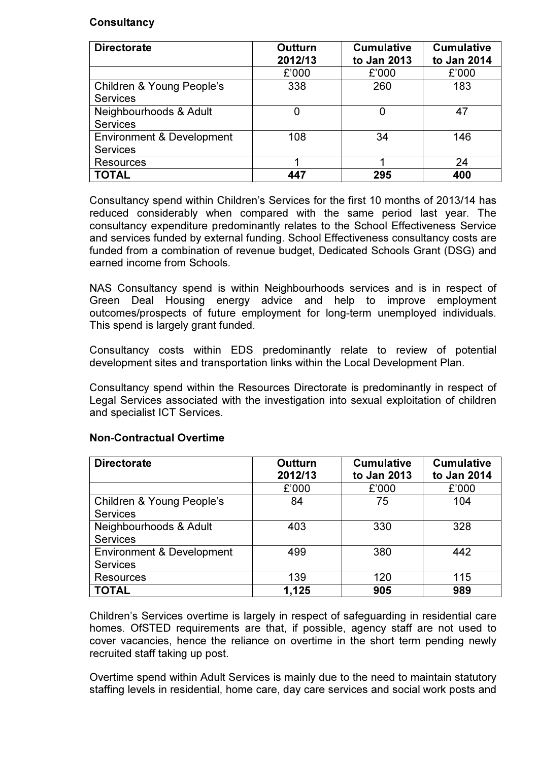**Consultancy**

| Directorate | Outturn 2012/13 | Cumulative to Jan 2013 | Cumulative to Jan 2014 |
|---|---|---|---|
| | £'000 | £'000 | £'000 |
| Children & Young People's Services | 338 | 260 | 183 |
| Neighbourhoods & Adult Services | 0 | 0 | 47 |
| Environment & Development Services | 108 | 34 | 146 |
| Resources | 1 | 1 | 24 |
| **TOTAL** | **447** | **295** | **400** |

Consultancy spend within Children's Services for the first 10 months of 2013/14 has reduced considerably when compared with the same period last year. The consultancy expenditure predominantly relates to the School Effectiveness Service and services funded by external funding. School Effectiveness consultancy costs are funded from a combination of revenue budget, Dedicated Schools Grant (DSG) and earned income from Schools.

NAS Consultancy spend is within Neighbourhoods services and is in respect of Green Deal Housing energy advice and help to improve employment outcomes/prospects of future employment for long-term unemployed individuals. This spend is largely grant funded.

Consultancy costs within EDS predominantly relate to review of potential development sites and transportation links within the Local Development Plan.

Consultancy spend within the Resources Directorate is predominantly in respect of Legal Services associated with the investigation into sexual exploitation of children and specialist ICT Services.

**Non-Contractual Overtime**

| Directorate | Outturn 2012/13 | Cumulative to Jan 2013 | Cumulative to Jan 2014 |
|---|---|---|---|
| | £'000 | £'000 | £'000 |
| Children & Young People's Services | 84 | 75 | 104 |
| Neighbourhoods & Adult Services | 403 | 330 | 328 |
| Environment & Development Services | 499 | 380 | 442 |
| Resources | 139 | 120 | 115 |
| **TOTAL** | **1,125** | **905** | **989** |

Children's Services overtime is largely in respect of safeguarding in residential care homes. OfSTED requirements are that, if possible, agency staff are not used to cover vacancies, hence the reliance on overtime in the short term pending newly recruited staff taking up post.

Overtime spend within Adult Services is mainly due to the need to maintain statutory staffing levels in residential, home care, day care services and social work posts and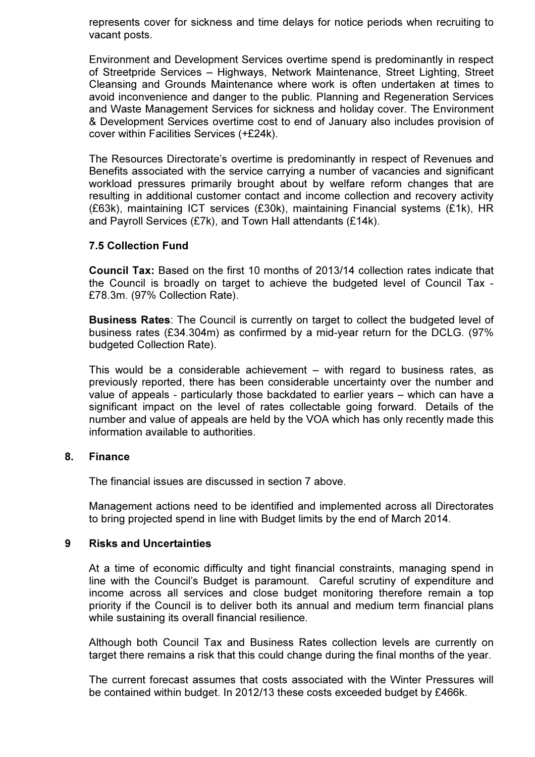represents cover for sickness and time delays for notice periods when recruiting to vacant posts.

Environment and Development Services overtime spend is predominantly in respect of Streetpride Services – Highways, Network Maintenance, Street Lighting, Street Cleansing and Grounds Maintenance where work is often undertaken at times to avoid inconvenience and danger to the public. Planning and Regeneration Services and Waste Management Services for sickness and holiday cover. The Environment & Development Services overtime cost to end of January also includes provision of cover within Facilities Services (+£24k).

The Resources Directorate's overtime is predominantly in respect of Revenues and Benefits associated with the service carrying a number of vacancies and significant workload pressures primarily brought about by welfare reform changes that are resulting in additional customer contact and income collection and recovery activity (£63k), maintaining ICT services (£30k), maintaining Financial systems (£1k), HR and Payroll Services (£7k), and Town Hall attendants (£14k).

### 7.5 Collection Fund

**Council Tax:** Based on the first 10 months of 2013/14 collection rates indicate that the Council is broadly on target to achieve the budgeted level of Council Tax - £78.3m. (97% Collection Rate).

**Business Rates**: The Council is currently on target to collect the budgeted level of business rates (£34.304m) as confirmed by a mid-year return for the DCLG. (97% budgeted Collection Rate).

This would be a considerable achievement – with regard to business rates, as previously reported, there has been considerable uncertainty over the number and value of appeals - particularly those backdated to earlier years – which can have a significant impact on the level of rates collectable going forward. Details of the number and value of appeals are held by the VOA which has only recently made this information available to authorities.

## 8. Finance

The financial issues are discussed in section 7 above.

Management actions need to be identified and implemented across all Directorates to bring projected spend in line with Budget limits by the end of March 2014.

## 9 Risks and Uncertainties

At a time of economic difficulty and tight financial constraints, managing spend in line with the Council's Budget is paramount. Careful scrutiny of expenditure and income across all services and close budget monitoring therefore remain a top priority if the Council is to deliver both its annual and medium term financial plans while sustaining its overall financial resilience.

Although both Council Tax and Business Rates collection levels are currently on target there remains a risk that this could change during the final months of the year.

The current forecast assumes that costs associated with the Winter Pressures will be contained within budget. In 2012/13 these costs exceeded budget by £466k.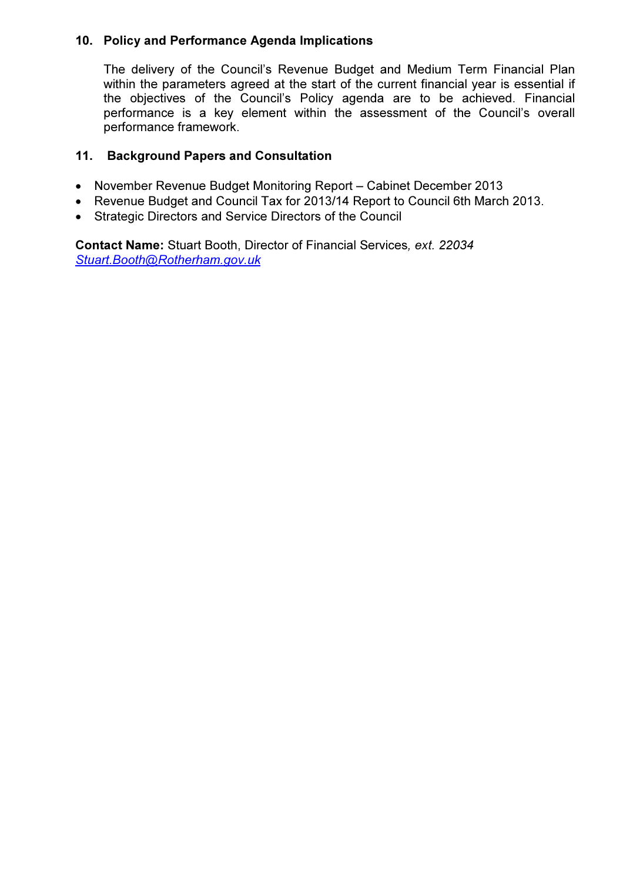## 10. Policy and Performance Agenda Implications

The delivery of the Council's Revenue Budget and Medium Term Financial Plan within the parameters agreed at the start of the current financial year is essential if the objectives of the Council's Policy agenda are to be achieved. Financial performance is a key element within the assessment of the Council's overall performance framework.

## 11. Background Papers and Consultation

- November Revenue Budget Monitoring Report – Cabinet December 2013
- Revenue Budget and Council Tax for 2013/14 Report to Council 6th March 2013.
- Strategic Directors and Service Directors of the Council

**Contact Name:** Stuart Booth, Director of Financial Services, *ext. 22034*
[Stuart.Booth@Rotherham.gov.uk](mailto:Stuart.Booth@Rotherham.gov.uk)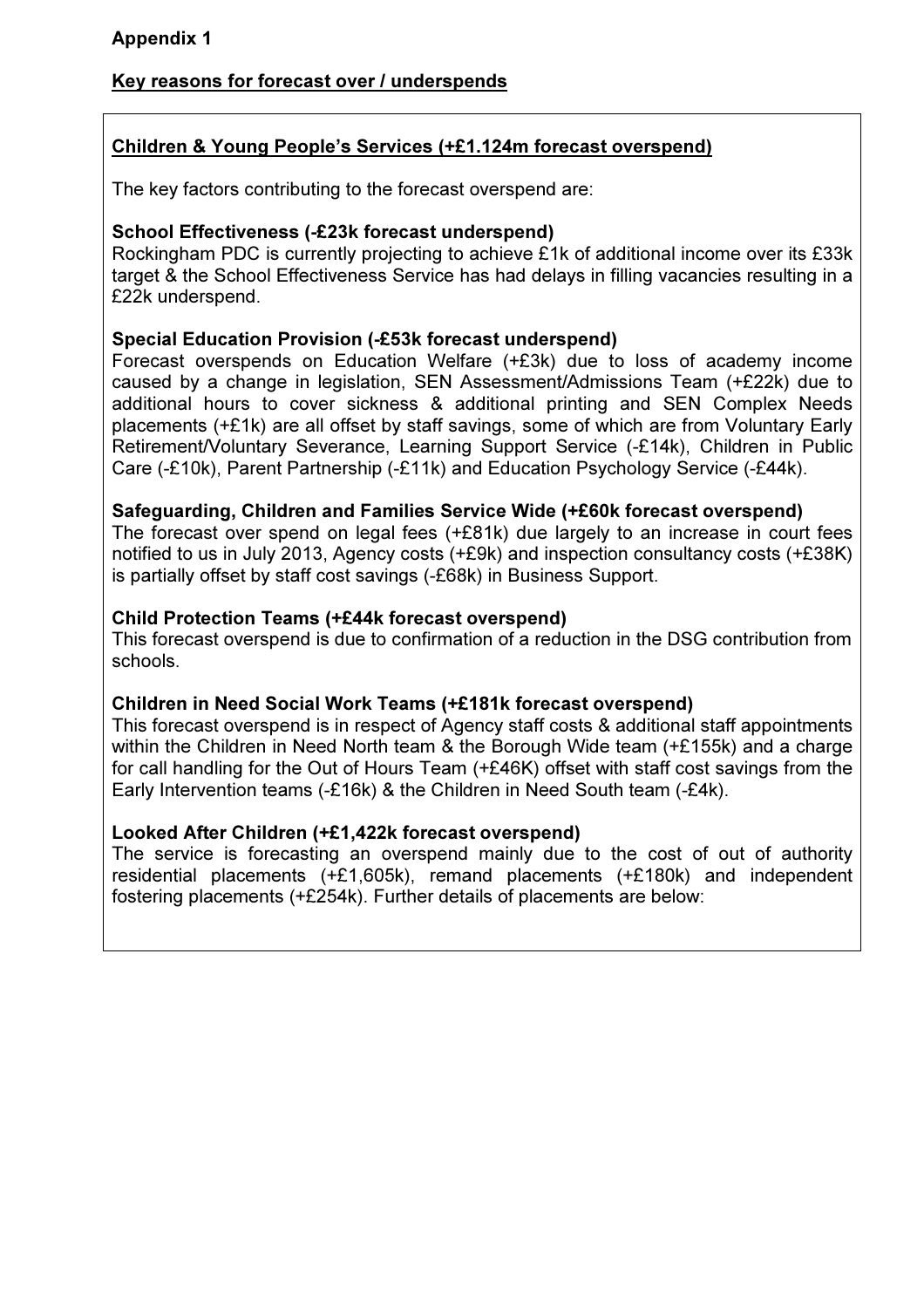**Appendix 1**

## Key reasons for forecast over / underspends

### Children & Young People's Services (+£1.124m forecast overspend)

The key factors contributing to the forecast overspend are:

**School Effectiveness (-£23k forecast underspend)**
Rockingham PDC is currently projecting to achieve £1k of additional income over its £33k target & the School Effectiveness Service has had delays in filling vacancies resulting in a £22k underspend.

**Special Education Provision (-£53k forecast underspend)**
Forecast overspends on Education Welfare (+£3k) due to loss of academy income caused by a change in legislation, SEN Assessment/Admissions Team (+£22k) due to additional hours to cover sickness & additional printing and SEN Complex Needs placements (+£1k) are all offset by staff savings, some of which are from Voluntary Early Retirement/Voluntary Severance, Learning Support Service (-£14k), Children in Public Care (-£10k), Parent Partnership (-£11k) and Education Psychology Service (-£44k).

**Safeguarding, Children and Families Service Wide (+£60k forecast overspend)**
The forecast over spend on legal fees (+£81k) due largely to an increase in court fees notified to us in July 2013, Agency costs (+£9k) and inspection consultancy costs (+£38K) is partially offset by staff cost savings (-£68k) in Business Support.

**Child Protection Teams (+£44k forecast overspend)**
This forecast overspend is due to confirmation of a reduction in the DSG contribution from schools.

**Children in Need Social Work Teams (+£181k forecast overspend)**
This forecast overspend is in respect of Agency staff costs & additional staff appointments within the Children in Need North team & the Borough Wide team (+£155k) and a charge for call handling for the Out of Hours Team (+£46K) offset with staff cost savings from the Early Intervention teams (-£16k) & the Children in Need South team (-£4k).

**Looked After Children (+£1,422k forecast overspend)**
The service is forecasting an overspend mainly due to the cost of out of authority residential placements (+£1,605k), remand placements (+£180k) and independent fostering placements (+£254k). Further details of placements are below: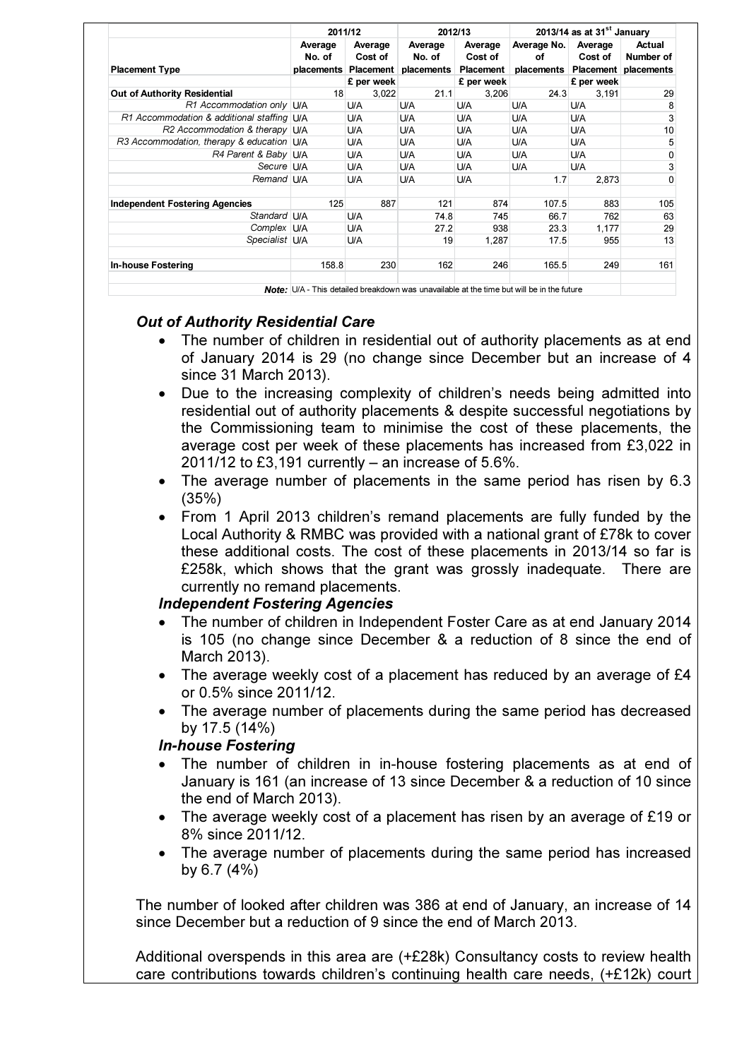| Placement Type | 2011/12 Average No. of placements | 2011/12 Average Cost of Placement | 2012/13 Average No. of placements | 2012/13 Average Cost of Placement | 2013/14 as at 31st January Average No. of placements | 2013/14 as at 31st January Average Cost of Placement | 2013/14 as at 31st January Actual Number of placements |
|---|---|---|---|---|---|---|---|
| | | £ per week | | £ per week | | £ per week | |
| **Out of Authority Residential** | 18 | 3,022 | 21.1 | 3,206 | 24.3 | 3,191 | 29 |
| *R1 Accommodation only* | U/A | U/A | U/A | U/A | U/A | U/A | 8 |
| *R1 Accommodation & additional staffing* | U/A | U/A | U/A | U/A | U/A | U/A | 3 |
| *R2 Accommodation & therapy* | U/A | U/A | U/A | U/A | U/A | U/A | 10 |
| *R3 Accommodation, therapy & education* | U/A | U/A | U/A | U/A | U/A | U/A | 5 |
| *R4 Parent & Baby* | U/A | U/A | U/A | U/A | U/A | U/A | 0 |
| *Secure* | U/A | U/A | U/A | U/A | U/A | U/A | 3 |
| *Remand* | U/A | U/A | U/A | U/A | 1.7 | 2,873 | 0 |
| | | | | | | | |
| **Independent Fostering Agencies** | 125 | 887 | 121 | 874 | 107.5 | 883 | 105 |
| *Standard* | U/A | U/A | 74.8 | 745 | 66.7 | 762 | 63 |
| *Complex* | U/A | U/A | 27.2 | 938 | 23.3 | 1,177 | 29 |
| *Specialist* | U/A | U/A | 19 | 1,287 | 17.5 | 955 | 13 |
| | | | | | | | |
| **In-house Fostering** | 158.8 | 230 | 162 | 246 | 165.5 | 249 | 161 |

***Note:*** U/A - This detailed breakdown was unavailable at the time but will be in the future

### *Out of Authority Residential Care*

- The number of children in residential out of authority placements as at end of January 2014 is 29 (no change since December but an increase of 4 since 31 March 2013).
- Due to the increasing complexity of children's needs being admitted into residential out of authority placements & despite successful negotiations by the Commissioning team to minimise the cost of these placements, the average cost per week of these placements has increased from £3,022 in 2011/12 to £3,191 currently – an increase of 5.6%.
- The average number of placements in the same period has risen by 6.3 (35%)
- From 1 April 2013 children's remand placements are fully funded by the Local Authority & RMBC was provided with a national grant of £78k to cover these additional costs. The cost of these placements in 2013/14 so far is £258k, which shows that the grant was grossly inadequate. There are currently no remand placements.

### *Independent Fostering Agencies*

- The number of children in Independent Foster Care as at end January 2014 is 105 (no change since December & a reduction of 8 since the end of March 2013).
- The average weekly cost of a placement has reduced by an average of £4 or 0.5% since 2011/12.
- The average number of placements during the same period has decreased by 17.5 (14%)

### *In-house Fostering*

- The number of children in in-house fostering placements as at end of January is 161 (an increase of 13 since December & a reduction of 10 since the end of March 2013).
- The average weekly cost of a placement has risen by an average of £19 or 8% since 2011/12.
- The average number of placements during the same period has increased by 6.7 (4%)

The number of looked after children was 386 at end of January, an increase of 14 since December but a reduction of 9 since the end of March 2013.

Additional overspends in this area are (+£28k) Consultancy costs to review health care contributions towards children's continuing health care needs, (+£12k) court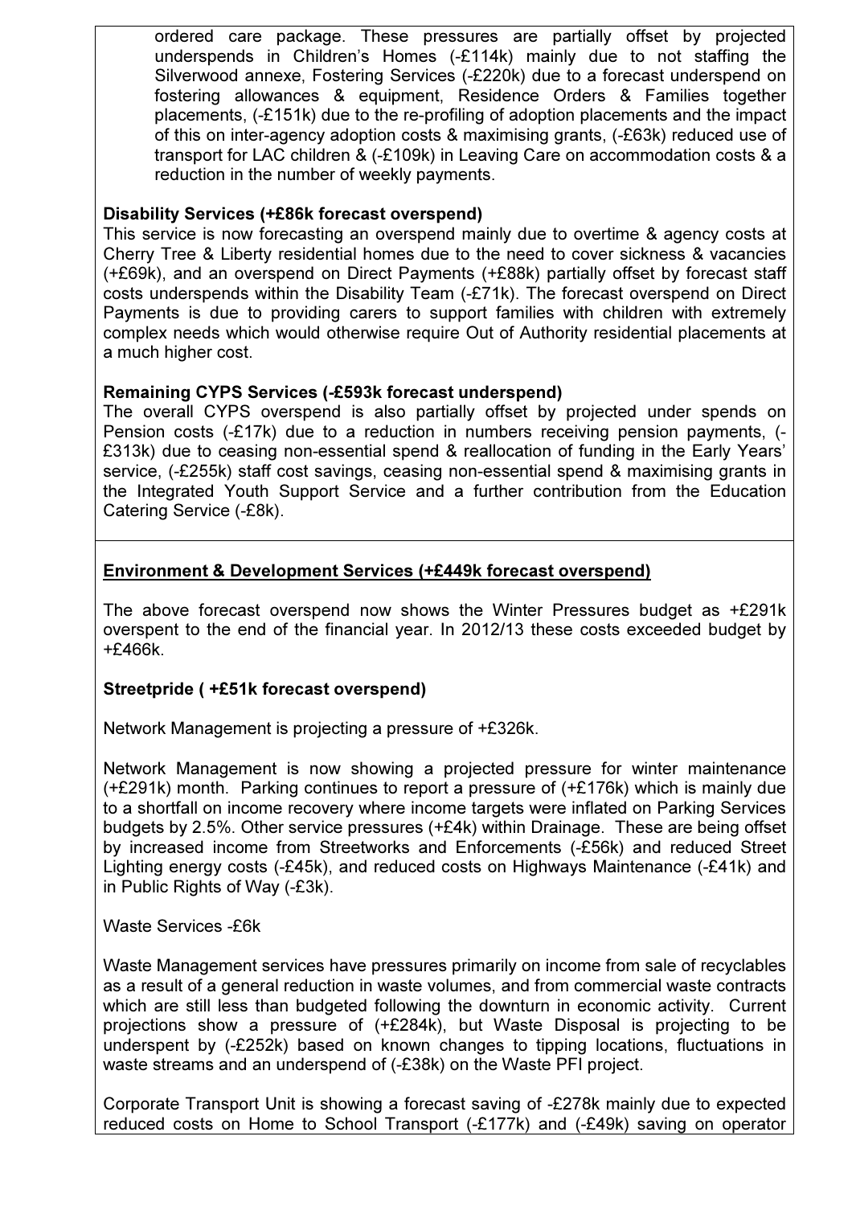ordered care package. These pressures are partially offset by projected underspends in Children's Homes (-£114k) mainly due to not staffing the Silverwood annexe, Fostering Services (-£220k) due to a forecast underspend on fostering allowances & equipment, Residence Orders & Families together placements, (-£151k) due to the re-profiling of adoption placements and the impact of this on inter-agency adoption costs & maximising grants, (-£63k) reduced use of transport for LAC children & (-£109k) in Leaving Care on accommodation costs & a reduction in the number of weekly payments.

**Disability Services (+£86k forecast overspend)**

This service is now forecasting an overspend mainly due to overtime & agency costs at Cherry Tree & Liberty residential homes due to the need to cover sickness & vacancies (+£69k), and an overspend on Direct Payments (+£88k) partially offset by forecast staff costs underspends within the Disability Team (-£71k). The forecast overspend on Direct Payments is due to providing carers to support families with children with extremely complex needs which would otherwise require Out of Authority residential placements at a much higher cost.

**Remaining CYPS Services (-£593k forecast underspend)**

The overall CYPS overspend is also partially offset by projected under spends on Pension costs (-£17k) due to a reduction in numbers receiving pension payments, (-£313k) due to ceasing non-essential spend & reallocation of funding in the Early Years' service, (-£255k) staff cost savings, ceasing non-essential spend & maximising grants in the Integrated Youth Support Service and a further contribution from the Education Catering Service (-£8k).

**Environment & Development Services (+£449k forecast overspend)**

The above forecast overspend now shows the Winter Pressures budget as +£291k overspent to the end of the financial year. In 2012/13 these costs exceeded budget by +£466k.

**Streetpride ( +£51k forecast overspend)**

Network Management is projecting a pressure of +£326k.

Network Management is now showing a projected pressure for winter maintenance (+£291k) month. Parking continues to report a pressure of (+£176k) which is mainly due to a shortfall on income recovery where income targets were inflated on Parking Services budgets by 2.5%. Other service pressures (+£4k) within Drainage. These are being offset by increased income from Streetworks and Enforcements (-£56k) and reduced Street Lighting energy costs (-£45k), and reduced costs on Highways Maintenance (-£41k) and in Public Rights of Way (-£3k).

Waste Services -£6k

Waste Management services have pressures primarily on income from sale of recyclables as a result of a general reduction in waste volumes, and from commercial waste contracts which are still less than budgeted following the downturn in economic activity. Current projections show a pressure of (+£284k), but Waste Disposal is projecting to be underspent by (-£252k) based on known changes to tipping locations, fluctuations in waste streams and an underspend of (-£38k) on the Waste PFI project.

Corporate Transport Unit is showing a forecast saving of -£278k mainly due to expected reduced costs on Home to School Transport (-£177k) and (-£49k) saving on operator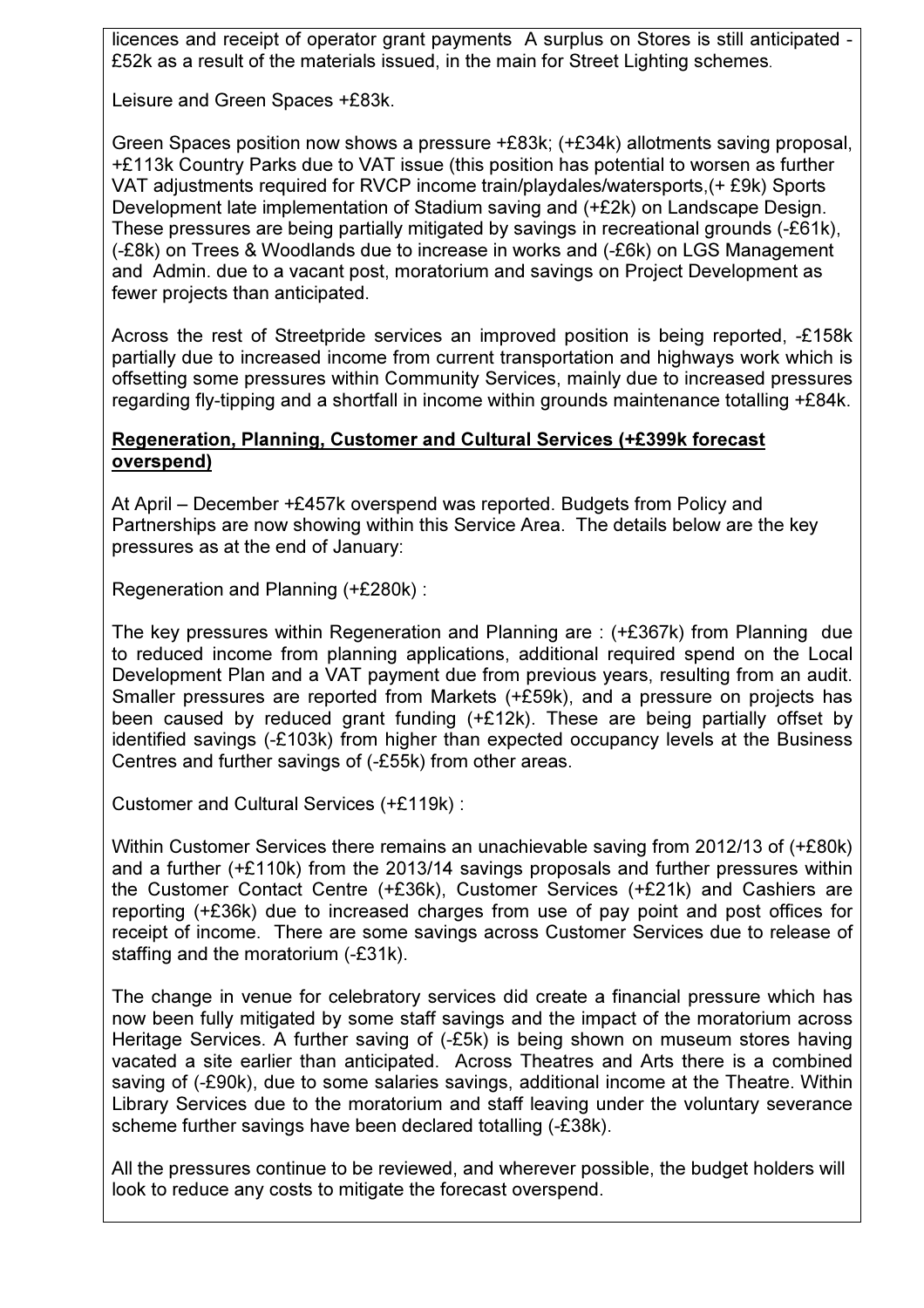licences and receipt of operator grant payments  A surplus on Stores is still anticipated -£52k as a result of the materials issued, in the main for Street Lighting schemes.

Leisure and Green Spaces +£83k.

Green Spaces position now shows a pressure +£83k; (+£34k) allotments saving proposal, +£113k Country Parks due to VAT issue (this position has potential to worsen as further VAT adjustments required for RVCP income train/playdales/watersports,(+ £9k) Sports Development late implementation of Stadium saving and (+£2k) on Landscape Design. These pressures are being partially mitigated by savings in recreational grounds (-£61k), (-£8k) on Trees & Woodlands due to increase in works and (-£6k) on LGS Management and Admin. due to a vacant post, moratorium and savings on Project Development as fewer projects than anticipated.

Across the rest of Streetpride services an improved position is being reported, -£158k partially due to increased income from current transportation and highways work which is offsetting some pressures within Community Services, mainly due to increased pressures regarding fly-tipping and a shortfall in income within grounds maintenance totalling +£84k.

**Regeneration, Planning, Customer and Cultural Services (+£399k forecast overspend)**

At April – December +£457k overspend was reported. Budgets from Policy and Partnerships are now showing within this Service Area. The details below are the key pressures as at the end of January:

Regeneration and Planning (+£280k) :

The key pressures within Regeneration and Planning are : (+£367k) from Planning due to reduced income from planning applications, additional required spend on the Local Development Plan and a VAT payment due from previous years, resulting from an audit. Smaller pressures are reported from Markets (+£59k), and a pressure on projects has been caused by reduced grant funding (+£12k). These are being partially offset by identified savings (-£103k) from higher than expected occupancy levels at the Business Centres and further savings of (-£55k) from other areas.

Customer and Cultural Services (+£119k) :

Within Customer Services there remains an unachievable saving from 2012/13 of (+£80k) and a further (+£110k) from the 2013/14 savings proposals and further pressures within the Customer Contact Centre (+£36k), Customer Services (+£21k) and Cashiers are reporting (+£36k) due to increased charges from use of pay point and post offices for receipt of income. There are some savings across Customer Services due to release of staffing and the moratorium (-£31k).

The change in venue for celebratory services did create a financial pressure which has now been fully mitigated by some staff savings and the impact of the moratorium across Heritage Services. A further saving of (-£5k) is being shown on museum stores having vacated a site earlier than anticipated. Across Theatres and Arts there is a combined saving of (-£90k), due to some salaries savings, additional income at the Theatre. Within Library Services due to the moratorium and staff leaving under the voluntary severance scheme further savings have been declared totalling (-£38k).

All the pressures continue to be reviewed, and wherever possible, the budget holders will look to reduce any costs to mitigate the forecast overspend.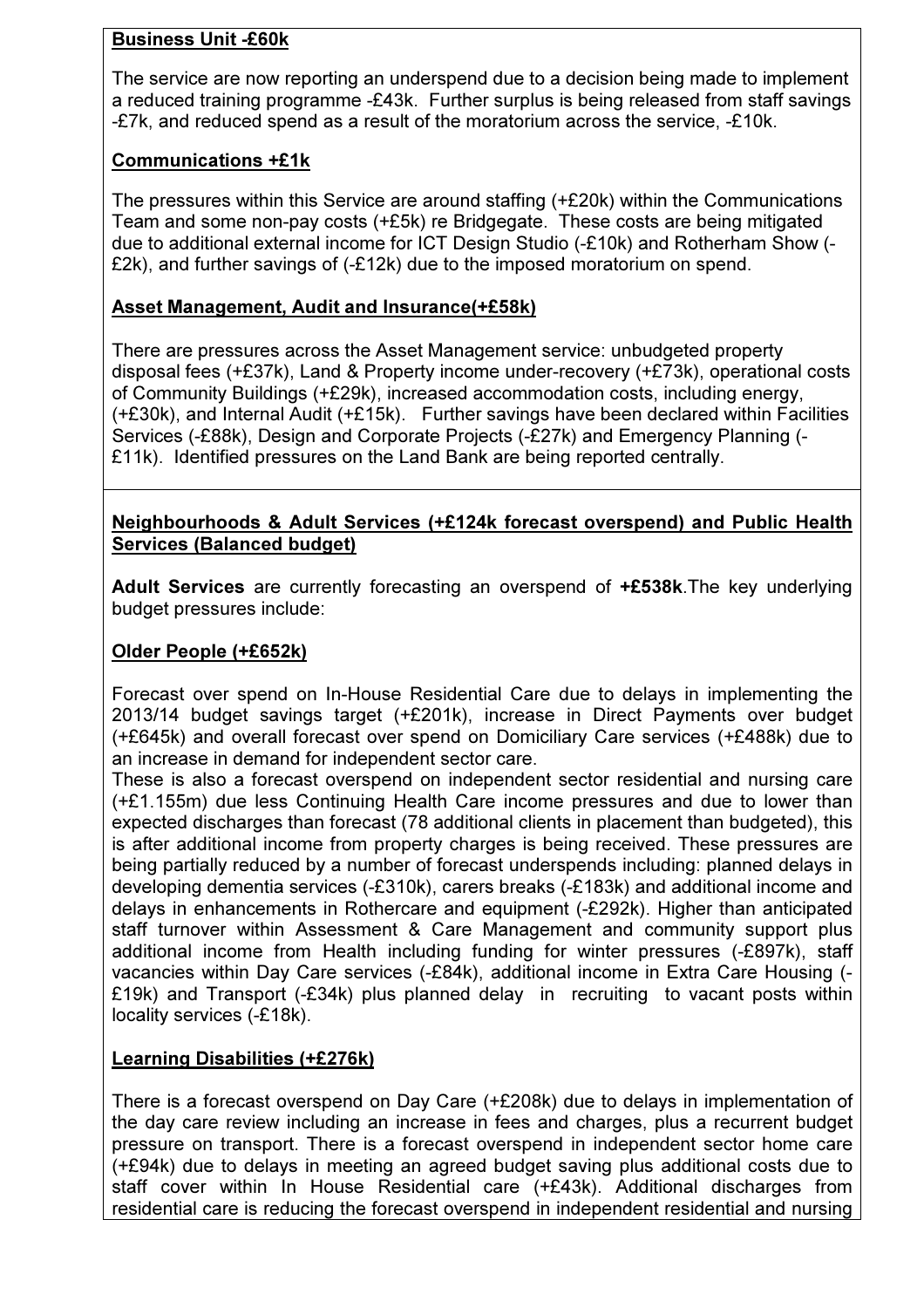**Business Unit -£60k**

The service are now reporting an underspend due to a decision being made to implement a reduced training programme -£43k. Further surplus is being released from staff savings -£7k, and reduced spend as a result of the moratorium across the service, -£10k.

**Communications +£1k**

The pressures within this Service are around staffing (+£20k) within the Communications Team and some non-pay costs (+£5k) re Bridgegate. These costs are being mitigated due to additional external income for ICT Design Studio (-£10k) and Rotherham Show (-£2k), and further savings of (-£12k) due to the imposed moratorium on spend.

**Asset Management, Audit and Insurance(+£58k)**

There are pressures across the Asset Management service: unbudgeted property disposal fees (+£37k), Land & Property income under-recovery (+£73k), operational costs of Community Buildings (+£29k), increased accommodation costs, including energy, (+£30k), and Internal Audit (+£15k). Further savings have been declared within Facilities Services (-£88k), Design and Corporate Projects (-£27k) and Emergency Planning (-£11k). Identified pressures on the Land Bank are being reported centrally.

**Neighbourhoods & Adult Services (+£124k forecast overspend) and Public Health Services (Balanced budget)**

**Adult Services** are currently forecasting an overspend of **+£538k**.The key underlying budget pressures include:

**Older People (+£652k)**

Forecast over spend on In-House Residential Care due to delays in implementing the 2013/14 budget savings target (+£201k), increase in Direct Payments over budget (+£645k) and overall forecast over spend on Domiciliary Care services (+£488k) due to an increase in demand for independent sector care.
These is also a forecast overspend on independent sector residential and nursing care (+£1.155m) due less Continuing Health Care income pressures and due to lower than expected discharges than forecast (78 additional clients in placement than budgeted), this is after additional income from property charges is being received. These pressures are being partially reduced by a number of forecast underspends including: planned delays in developing dementia services (-£310k), carers breaks (-£183k) and additional income and delays in enhancements in Rothercare and equipment (-£292k). Higher than anticipated staff turnover within Assessment & Care Management and community support plus additional income from Health including funding for winter pressures (-£897k), staff vacancies within Day Care services (-£84k), additional income in Extra Care Housing (-£19k) and Transport (-£34k) plus planned delay in recruiting to vacant posts within locality services (-£18k).

**Learning Disabilities (+£276k)**

There is a forecast overspend on Day Care (+£208k) due to delays in implementation of the day care review including an increase in fees and charges, plus a recurrent budget pressure on transport. There is a forecast overspend in independent sector home care (+£94k) due to delays in meeting an agreed budget saving plus additional costs due to staff cover within In House Residential care (+£43k). Additional discharges from residential care is reducing the forecast overspend in independent residential and nursing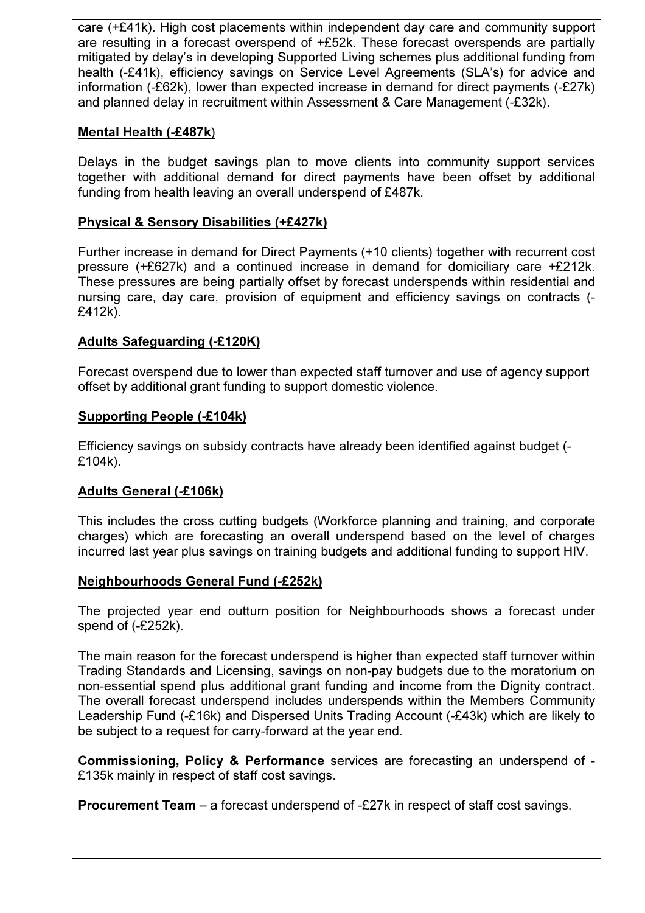care (+£41k). High cost placements within independent day care and community support are resulting in a forecast overspend of +£52k. These forecast overspends are partially mitigated by delay's in developing Supported Living schemes plus additional funding from health (-£41k), efficiency savings on Service Level Agreements (SLA's) for advice and information (-£62k), lower than expected increase in demand for direct payments (-£27k) and planned delay in recruitment within Assessment & Care Management (-£32k).

**Mental Health (-£487k)**

Delays in the budget savings plan to move clients into community support services together with additional demand for direct payments have been offset by additional funding from health leaving an overall underspend of £487k.

**Physical & Sensory Disabilities (+£427k)**

Further increase in demand for Direct Payments (+10 clients) together with recurrent cost pressure (+£627k) and a continued increase in demand for domiciliary care +£212k. These pressures are being partially offset by forecast underspends within residential and nursing care, day care, provision of equipment and efficiency savings on contracts (-£412k).

**Adults Safeguarding (-£120K)**

Forecast overspend due to lower than expected staff turnover and use of agency support offset by additional grant funding to support domestic violence.

**Supporting People (-£104k)**

Efficiency savings on subsidy contracts have already been identified against budget (-£104k).

**Adults General (-£106k)**

This includes the cross cutting budgets (Workforce planning and training, and corporate charges) which are forecasting an overall underspend based on the level of charges incurred last year plus savings on training budgets and additional funding to support HIV.

**Neighbourhoods General Fund (-£252k)**

The projected year end outturn position for Neighbourhoods shows a forecast under spend of (-£252k).

The main reason for the forecast underspend is higher than expected staff turnover within Trading Standards and Licensing, savings on non-pay budgets due to the moratorium on non-essential spend plus additional grant funding and income from the Dignity contract. The overall forecast underspend includes underspends within the Members Community Leadership Fund (-£16k) and Dispersed Units Trading Account (-£43k) which are likely to be subject to a request for carry-forward at the year end.

**Commissioning, Policy & Performance** services are forecasting an underspend of -£135k mainly in respect of staff cost savings.

**Procurement Team** – a forecast underspend of -£27k in respect of staff cost savings.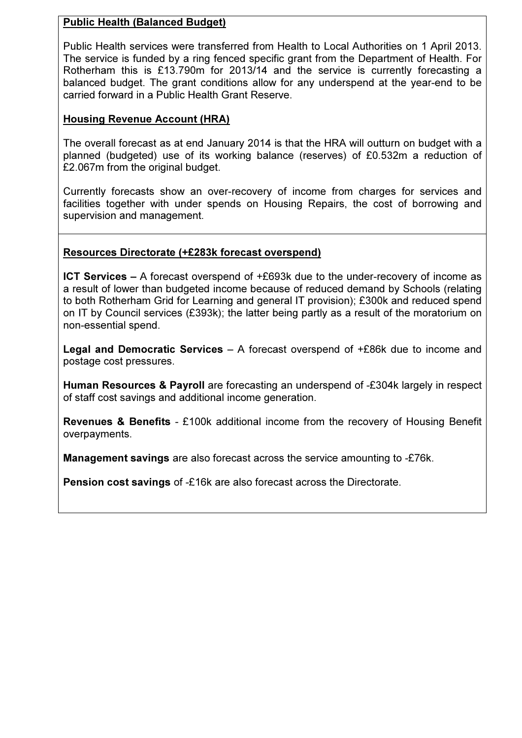**Public Health (Balanced Budget)**

Public Health services were transferred from Health to Local Authorities on 1 April 2013. The service is funded by a ring fenced specific grant from the Department of Health. For Rotherham this is £13.790m for 2013/14 and the service is currently forecasting a balanced budget. The grant conditions allow for any underspend at the year-end to be carried forward in a Public Health Grant Reserve.

**Housing Revenue Account (HRA)**

The overall forecast as at end January 2014 is that the HRA will outturn on budget with a planned (budgeted) use of its working balance (reserves) of £0.532m a reduction of £2.067m from the original budget.

Currently forecasts show an over-recovery of income from charges for services and facilities together with under spends on Housing Repairs, the cost of borrowing and supervision and management.

**Resources Directorate (+£283k forecast overspend)**

**ICT Services –** A forecast overspend of +£693k due to the under-recovery of income as a result of lower than budgeted income because of reduced demand by Schools (relating to both Rotherham Grid for Learning and general IT provision); £300k and reduced spend on IT by Council services (£393k); the latter being partly as a result of the moratorium on non-essential spend.

**Legal and Democratic Services** – A forecast overspend of +£86k due to income and postage cost pressures.

**Human Resources & Payroll** are forecasting an underspend of -£304k largely in respect of staff cost savings and additional income generation.

**Revenues & Benefits** - £100k additional income from the recovery of Housing Benefit overpayments.

**Management savings** are also forecast across the service amounting to -£76k.

**Pension cost savings** of -£16k are also forecast across the Directorate.